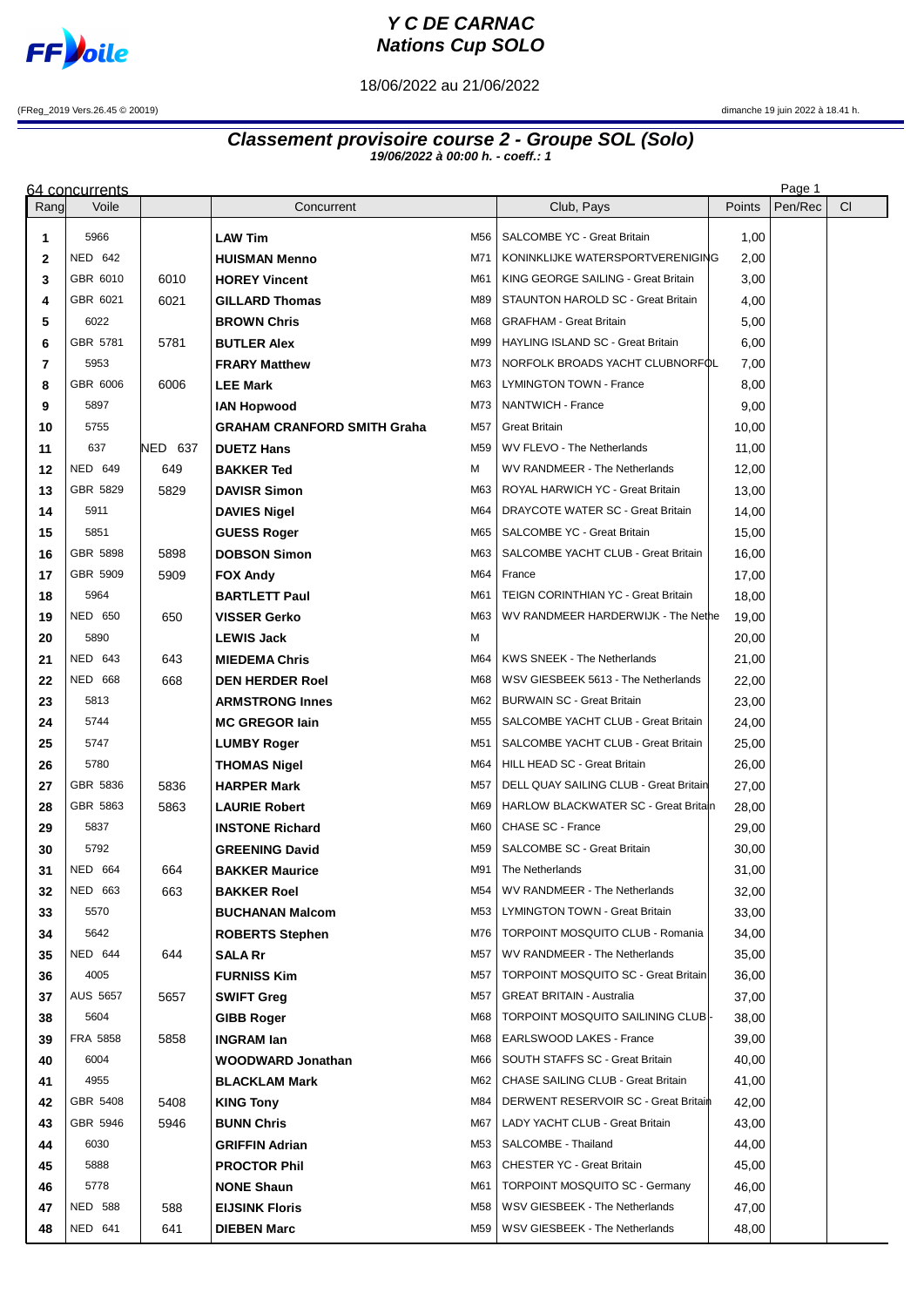# Y C DE CARNAC
# Nations Cup SOLO

18/06/2022 au 21/06/2022

(FReg_2019 Vers.26.45 © 20019) dimanche 19 juin 2022 à 18.41 h.

## Classement provisoire course 2 - Groupe SOL (Solo)

**19/06/2022 à 00:00 h. - coeff.: 1**

64 concurrents

| Rang | Voile | | Concurrent | | Club, Pays | Points | Pen/Rec | Cl |
|---|---|---|---|---|---|---|---|---|
| 1 | 5966 | | **LAW Tim** | M56 | SALCOMBE YC - Great Britain | 1,00 | | |
| 2 | NED 642 | | **HUISMAN Menno** | M71 | KONINKLIJKE WATERSPORTVERENIGING | 2,00 | | |
| 3 | GBR 6010 | 6010 | **HOREY Vincent** | M61 | KING GEORGE SAILING - Great Britain | 3,00 | | |
| 4 | GBR 6021 | 6021 | **GILLARD Thomas** | M89 | STAUNTON HAROLD SC - Great Britain | 4,00 | | |
| 5 | 6022 | | **BROWN Chris** | M68 | GRAFHAM - Great Britain | 5,00 | | |
| 6 | GBR 5781 | 5781 | **BUTLER Alex** | M99 | HAYLING ISLAND SC - Great Britain | 6,00 | | |
| 7 | 5953 | | **FRARY Matthew** | M73 | NORFOLK BROADS YACHT CLUBNORFOL | 7,00 | | |
| 8 | GBR 6006 | 6006 | **LEE Mark** | M63 | LYMINGTON TOWN - France | 8,00 | | |
| 9 | 5897 | | **IAN Hopwood** | M73 | NANTWICH - France | 9,00 | | |
| 10 | 5755 | | **GRAHAM CRANFORD SMITH Graha** | M57 | Great Britain | 10,00 | | |
| 11 | 637 | NED 637 | **DUETZ Hans** | M59 | WV FLEVO - The Netherlands | 11,00 | | |
| 12 | NED 649 | 649 | **BAKKER Ted** | M | WV RANDMEER - The Netherlands | 12,00 | | |
| 13 | GBR 5829 | 5829 | **DAVISR Simon** | M63 | ROYAL HARWICH YC - Great Britain | 13,00 | | |
| 14 | 5911 | | **DAVIES Nigel** | M64 | DRAYCOTE WATER SC - Great Britain | 14,00 | | |
| 15 | 5851 | | **GUESS Roger** | M65 | SALCOMBE YC - Great Britain | 15,00 | | |
| 16 | GBR 5898 | 5898 | **DOBSON Simon** | M63 | SALCOMBE YACHT CLUB - Great Britain | 16,00 | | |
| 17 | GBR 5909 | 5909 | **FOX Andy** | M64 | France | 17,00 | | |
| 18 | 5964 | | **BARTLETT Paul** | M61 | TEIGN CORINTHIAN YC - Great Britain | 18,00 | | |
| 19 | NED 650 | 650 | **VISSER Gerko** | M63 | WV RANDMEER HARDERWIJK - The Nethe | 19,00 | | |
| 20 | 5890 | | **LEWIS Jack** | M | | 20,00 | | |
| 21 | NED 643 | 643 | **MIEDEMA Chris** | M64 | KWS SNEEK - The Netherlands | 21,00 | | |
| 22 | NED 668 | 668 | **DEN HERDER Roel** | M68 | WSV GIESBEEK 5613 - The Netherlands | 22,00 | | |
| 23 | 5813 | | **ARMSTRONG Innes** | M62 | BURWAIN SC - Great Britain | 23,00 | | |
| 24 | 5744 | | **MC GREGOR Iain** | M55 | SALCOMBE YACHT CLUB - Great Britain | 24,00 | | |
| 25 | 5747 | | **LUMBY Roger** | M51 | SALCOMBE YACHT CLUB - Great Britain | 25,00 | | |
| 26 | 5780 | | **THOMAS Nigel** | M64 | HILL HEAD SC - Great Britain | 26,00 | | |
| 27 | GBR 5836 | 5836 | **HARPER Mark** | M57 | DELL QUAY SAILING CLUB - Great Britain | 27,00 | | |
| 28 | GBR 5863 | 5863 | **LAURIE Robert** | M69 | HARLOW BLACKWATER SC - Great Britain | 28,00 | | |
| 29 | 5837 | | **INSTONE Richard** | M60 | CHASE SC - France | 29,00 | | |
| 30 | 5792 | | **GREENING David** | M59 | SALCOMBE SC - Great Britain | 30,00 | | |
| 31 | NED 664 | 664 | **BAKKER Maurice** | M91 | The Netherlands | 31,00 | | |
| 32 | NED 663 | 663 | **BAKKER Roel** | M54 | WV RANDMEER - The Netherlands | 32,00 | | |
| 33 | 5570 | | **BUCHANAN Malcom** | M53 | LYMINGTON TOWN - Great Britain | 33,00 | | |
| 34 | 5642 | | **ROBERTS Stephen** | M76 | TORPOINT MOSQUITO CLUB - Romania | 34,00 | | |
| 35 | NED 644 | 644 | **SALA Rr** | M57 | WV RANDMEER - The Netherlands | 35,00 | | |
| 36 | 4005 | | **FURNISS Kim** | M57 | TORPOINT MOSQUITO SC - Great Britain | 36,00 | | |
| 37 | AUS 5657 | 5657 | **SWIFT Greg** | M57 | GREAT BRITAIN - Australia | 37,00 | | |
| 38 | 5604 | | **GIBB Roger** | M68 | TORPOINT MOSQUITO SAILINING CLUB - | 38,00 | | |
| 39 | FRA 5858 | 5858 | **INGRAM Ian** | M68 | EARLSWOOD LAKES - France | 39,00 | | |
| 40 | 6004 | | **WOODWARD Jonathan** | M66 | SOUTH STAFFS SC - Great Britain | 40,00 | | |
| 41 | 4955 | | **BLACKLAM Mark** | M62 | CHASE SAILING CLUB - Great Britain | 41,00 | | |
| 42 | GBR 5408 | 5408 | **KING Tony** | M84 | DERWENT RESERVOIR SC - Great Britain | 42,00 | | |
| 43 | GBR 5946 | 5946 | **BUNN Chris** | M67 | LADY YACHT CLUB - Great Britain | 43,00 | | |
| 44 | 6030 | | **GRIFFIN Adrian** | M53 | SALCOMBE - Thailand | 44,00 | | |
| 45 | 5888 | | **PROCTOR Phil** | M63 | CHESTER YC - Great Britain | 45,00 | | |
| 46 | 5778 | | **NONE Shaun** | M61 | TORPOINT MOSQUITO SC - Germany | 46,00 | | |
| 47 | NED 588 | 588 | **EIJSINK Floris** | M58 | WSV GIESBEEK - The Netherlands | 47,00 | | |
| 48 | NED 641 | 641 | **DIEBEN Marc** | M59 | WSV GIESBEEK - The Netherlands | 48,00 | | |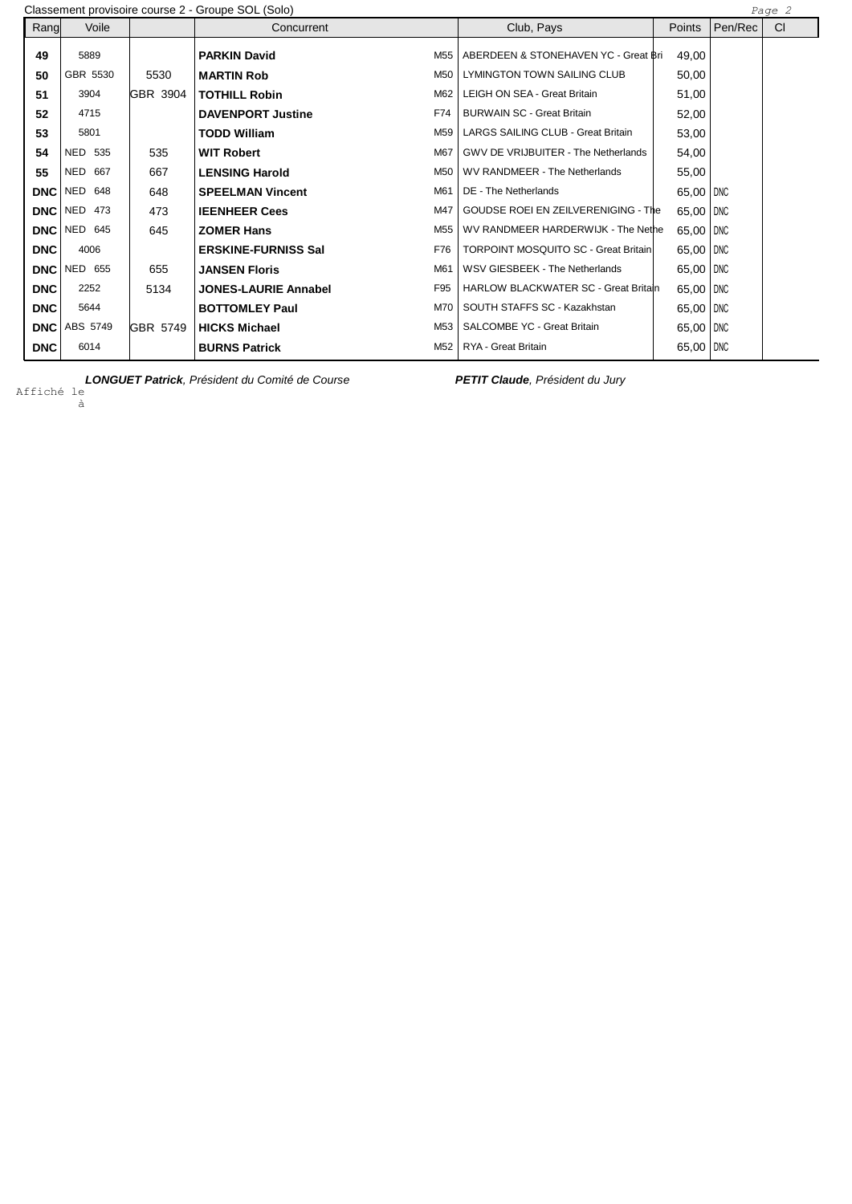Classement provisoire course 2 - Groupe SOL (Solo)

| Rang | Voile | | Concurrent | | Club, Pays | Points | Pen/Rec | Cl |
|---|---|---|---|---|---|---|---|---|
| **49** | 5889 | | **PARKIN David** | M55 | ABERDEEN & STONEHAVEN YC - Great Bri | 49,00 | | |
| **50** | GBR 5530 | 5530 | **MARTIN Rob** | M50 | LYMINGTON TOWN SAILING CLUB | 50,00 | | |
| **51** | 3904 | GBR 3904 | **TOTHILL Robin** | M62 | LEIGH ON SEA - Great Britain | 51,00 | | |
| **52** | 4715 | | **DAVENPORT Justine** | F74 | BURWAIN SC - Great Britain | 52,00 | | |
| **53** | 5801 | | **TODD William** | M59 | LARGS SAILING CLUB - Great Britain | 53,00 | | |
| **54** | NED 535 | 535 | **WIT Robert** | M67 | GWV DE VRIJBUITER - The Netherlands | 54,00 | | |
| **55** | NED 667 | 667 | **LENSING Harold** | M50 | WV RANDMEER - The Netherlands | 55,00 | | |
| **DNC** | NED 648 | 648 | **SPEELMAN Vincent** | M61 | DE - The Netherlands | 65,00 | DNC | |
| **DNC** | NED 473 | 473 | **IEENHEER Cees** | M47 | GOUDSE ROEI EN ZEILVERENIGING - The | 65,00 | DNC | |
| **DNC** | NED 645 | 645 | **ZOMER Hans** | M55 | WV RANDMEER HARDERWIJK - The Nethe | 65,00 | DNC | |
| **DNC** | 4006 | | **ERSKINE-FURNISS Sal** | F76 | TORPOINT MOSQUITO SC - Great Britain | 65,00 | DNC | |
| **DNC** | NED 655 | 655 | **JANSEN Floris** | M61 | WSV GIESBEEK - The Netherlands | 65,00 | DNC | |
| **DNC** | 2252 | 5134 | **JONES-LAURIE Annabel** | F95 | HARLOW BLACKWATER SC - Great Britain | 65,00 | DNC | |
| **DNC** | 5644 | | **BOTTOMLEY Paul** | M70 | SOUTH STAFFS SC - Kazakhstan | 65,00 | DNC | |
| **DNC** | ABS 5749 | GBR 5749 | **HICKS Michael** | M53 | SALCOMBE YC - Great Britain | 65,00 | DNC | |
| **DNC** | 6014 | | **BURNS Patrick** | M52 | RYA - Great Britain | 65,00 | DNC | |

***LONGUET Patrick**, Président du Comité de Course* ***PETIT Claude**, Président du Jury*

Affiché le
à